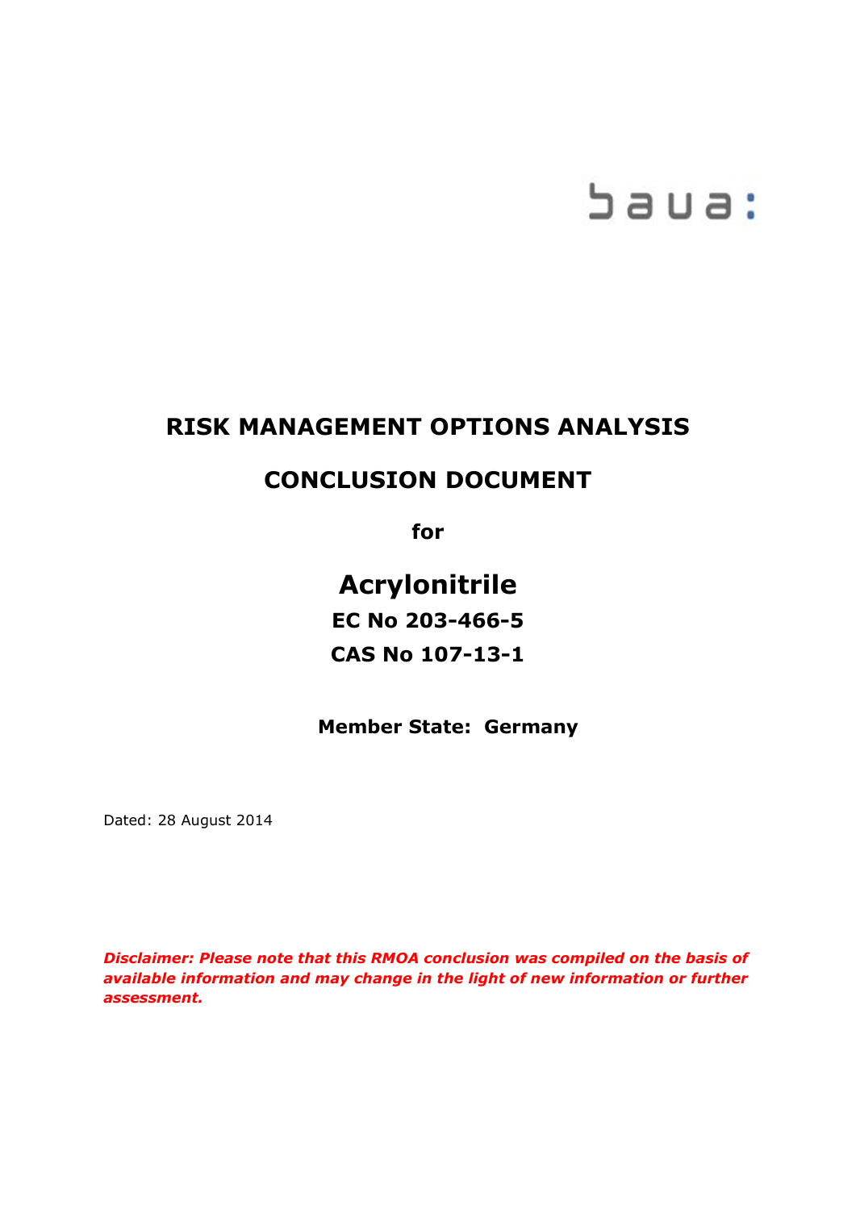baua:

# RISK MANAGEMENT OPTIONS ANALYSIS

# CONCLUSION DOCUMENT

**for**

## Acrylonitrile

**EC No 203-466-5**

**CAS No 107-13-1**

**Member State: Germany**

Dated: 28 August 2014

***Disclaimer: Please note that this RMOA conclusion was compiled on the basis of available information and may change in the light of new information or further assessment.***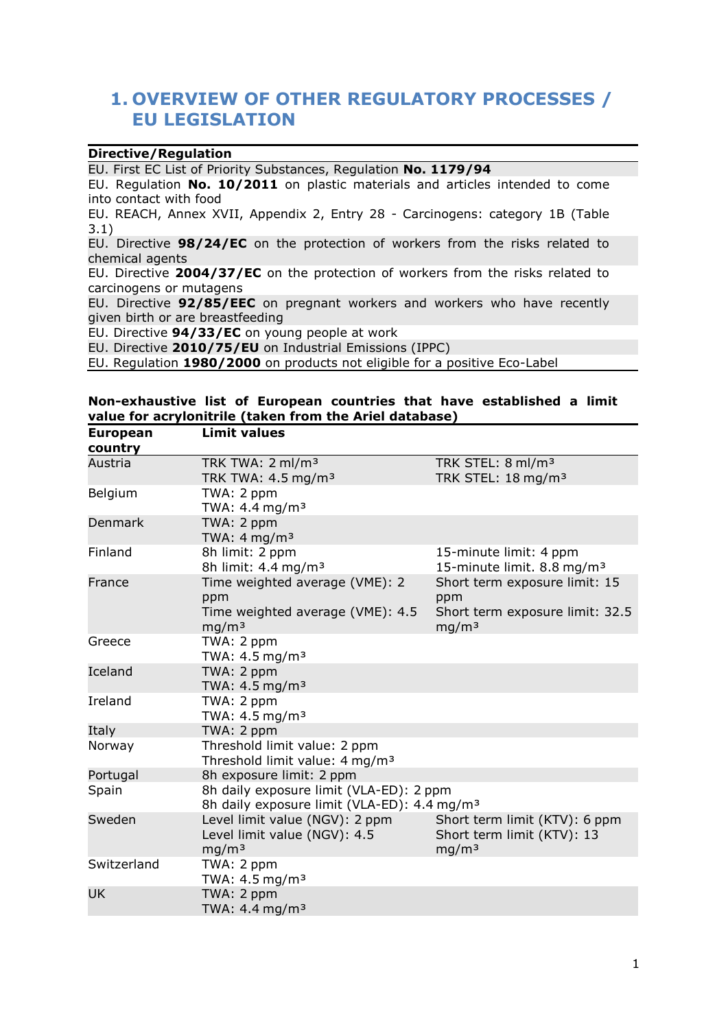# 1. OVERVIEW OF OTHER REGULATORY PROCESSES / EU LEGISLATION

| Directive/Regulation |
|---|
| EU. First EC List of Priority Substances, Regulation **No. 1179/94** |
| EU. Regulation **No. 10/2011** on plastic materials and articles intended to come into contact with food |
| EU. REACH, Annex XVII, Appendix 2, Entry 28 - Carcinogens: category 1B (Table 3.1) |
| EU. Directive **98/24/EC** on the protection of workers from the risks related to chemical agents |
| EU. Directive **2004/37/EC** on the protection of workers from the risks related to carcinogens or mutagens |
| EU. Directive **92/85/EEC** on pregnant workers and workers who have recently given birth or are breastfeeding |
| EU. Directive **94/33/EC** on young people at work |
| EU. Directive **2010/75/EU** on Industrial Emissions (IPPC) |
| EU. Regulation **1980/2000** on products not eligible for a positive Eco-Label |

**Non-exhaustive list of European countries that have established a limit value for acrylonitrile (taken from the Ariel database)**

| European country | Limit values | |
|---|---|---|
| Austria | TRK TWA: 2 ml/m³<br>TRK TWA: 4.5 mg/m³ | TRK STEL: 8 ml/m³<br>TRK STEL: 18 mg/m³ |
| Belgium | TWA: 2 ppm<br>TWA: 4.4 mg/m³ | |
| Denmark | TWA: 2 ppm<br>TWA: 4 mg/m³ | |
| Finland | 8h limit: 2 ppm<br>8h limit: 4.4 mg/m³ | 15-minute limit: 4 ppm<br>15-minute limit. 8.8 mg/m³ |
| France | Time weighted average (VME): 2 ppm<br>Time weighted average (VME): 4.5 mg/m³ | Short term exposure limit: 15 ppm<br>Short term exposure limit: 32.5 mg/m³ |
| Greece | TWA: 2 ppm<br>TWA: 4.5 mg/m³ | |
| Iceland | TWA: 2 ppm<br>TWA: 4.5 mg/m³ | |
| Ireland | TWA: 2 ppm<br>TWA: 4.5 mg/m³ | |
| Italy | TWA: 2 ppm | |
| Norway | Threshold limit value: 2 ppm<br>Threshold limit value: 4 mg/m³ | |
| Portugal | 8h exposure limit: 2 ppm | |
| Spain | 8h daily exposure limit (VLA-ED): 2 ppm<br>8h daily exposure limit (VLA-ED): 4.4 mg/m³ | |
| Sweden | Level limit value (NGV): 2 ppm<br>Level limit value (NGV): 4.5 mg/m³ | Short term limit (KTV): 6 ppm<br>Short term limit (KTV): 13 mg/m³ |
| Switzerland | TWA: 2 ppm<br>TWA: 4.5 mg/m³ | |
| UK | TWA: 2 ppm<br>TWA: 4.4 mg/m³ | |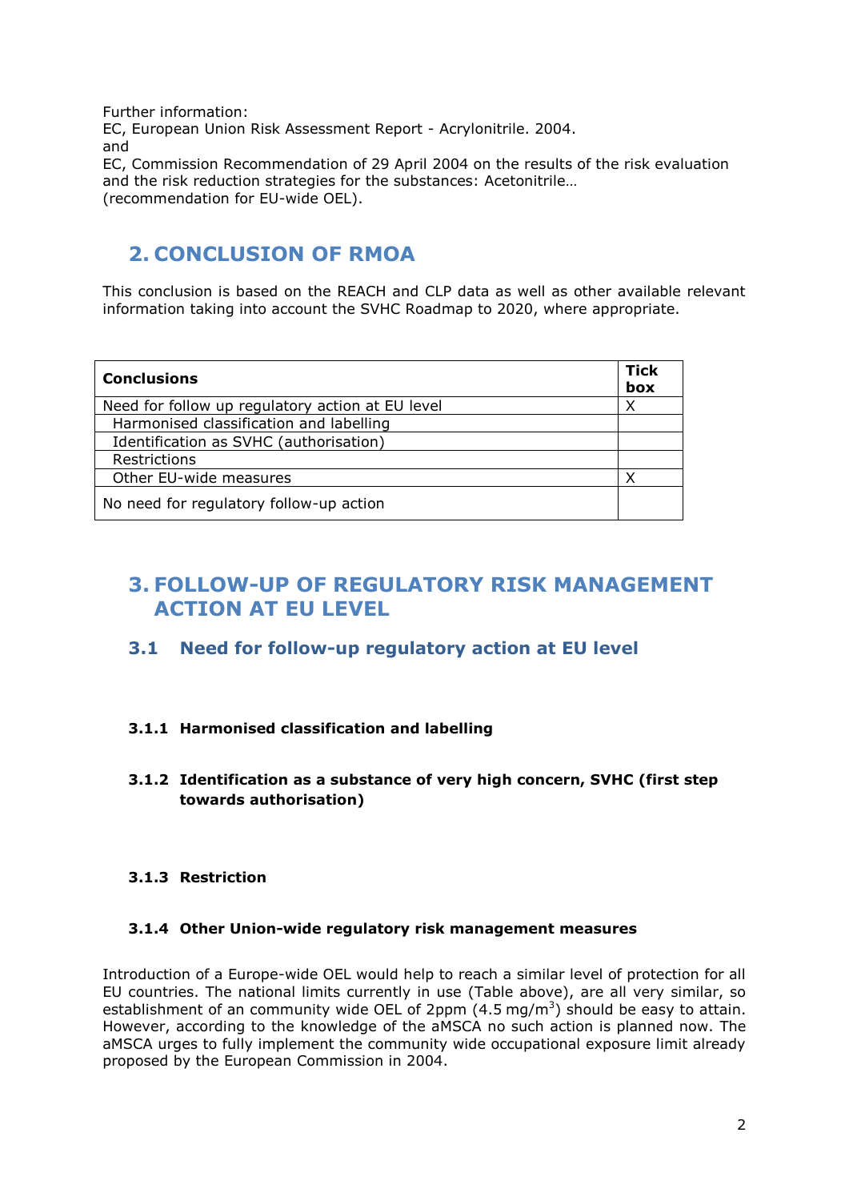Further information:
EC, European Union Risk Assessment Report - Acrylonitrile. 2004.
and
EC, Commission Recommendation of 29 April 2004 on the results of the risk evaluation and the risk reduction strategies for the substances: Acetonitrile…
(recommendation for EU-wide OEL).

# 2. CONCLUSION OF RMOA

This conclusion is based on the REACH and CLP data as well as other available relevant information taking into account the SVHC Roadmap to 2020, where appropriate.

| Conclusions | Tick box |
|---|---|
| Need for follow up regulatory action at EU level | X |
| Harmonised classification and labelling | |
| Identification as SVHC (authorisation) | |
| Restrictions | |
| Other EU-wide measures | X |
| No need for regulatory follow-up action | |

# 3. FOLLOW-UP OF REGULATORY RISK MANAGEMENT ACTION AT EU LEVEL

## 3.1 Need for follow-up regulatory action at EU level

### 3.1.1 Harmonised classification and labelling

### 3.1.2 Identification as a substance of very high concern, SVHC (first step towards authorisation)

### 3.1.3 Restriction

### 3.1.4 Other Union-wide regulatory risk management measures

Introduction of a Europe-wide OEL would help to reach a similar level of protection for all EU countries. The national limits currently in use (Table above), are all very similar, so establishment of an community wide OEL of 2ppm (4.5 mg/m$^3$) should be easy to attain. However, according to the knowledge of the aMSCA no such action is planned now. The aMSCA urges to fully implement the community wide occupational exposure limit already proposed by the European Commission in 2004.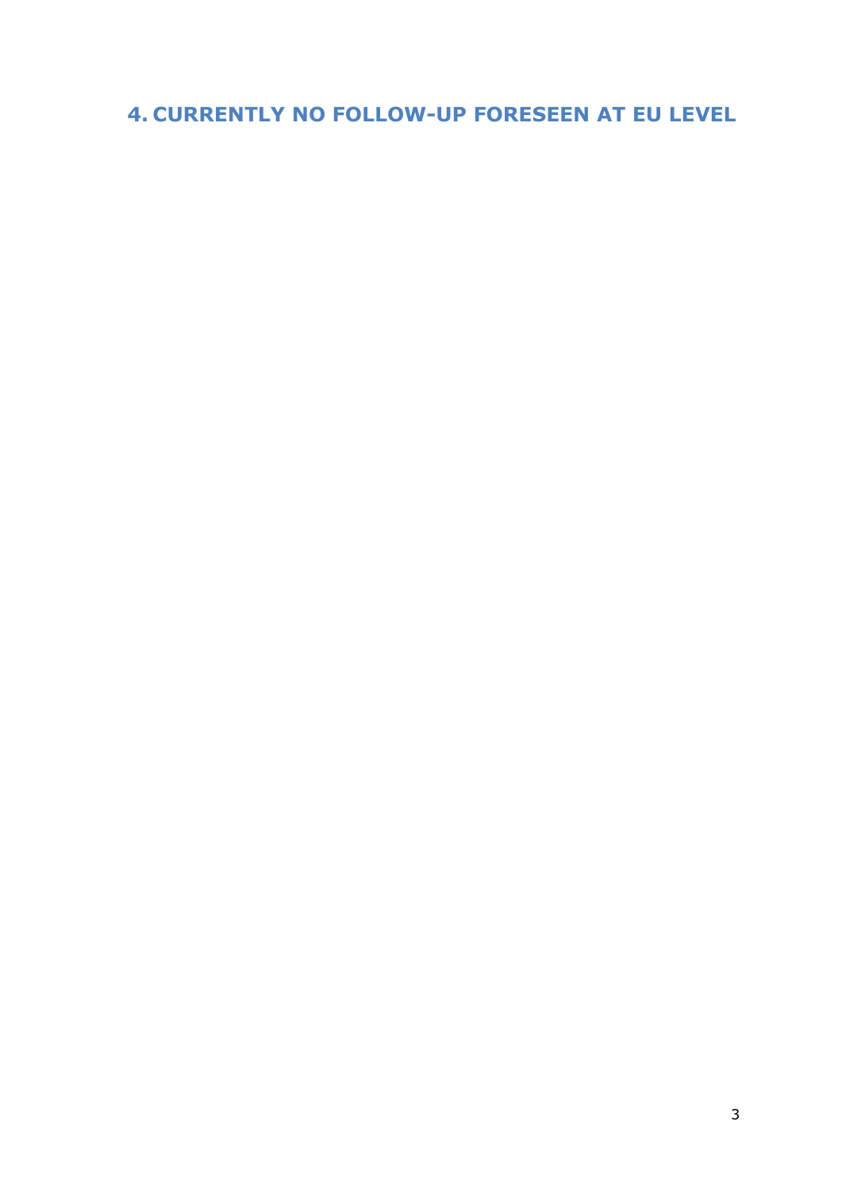## 4. CURRENTLY NO FOLLOW-UP FORESEEN AT EU LEVEL